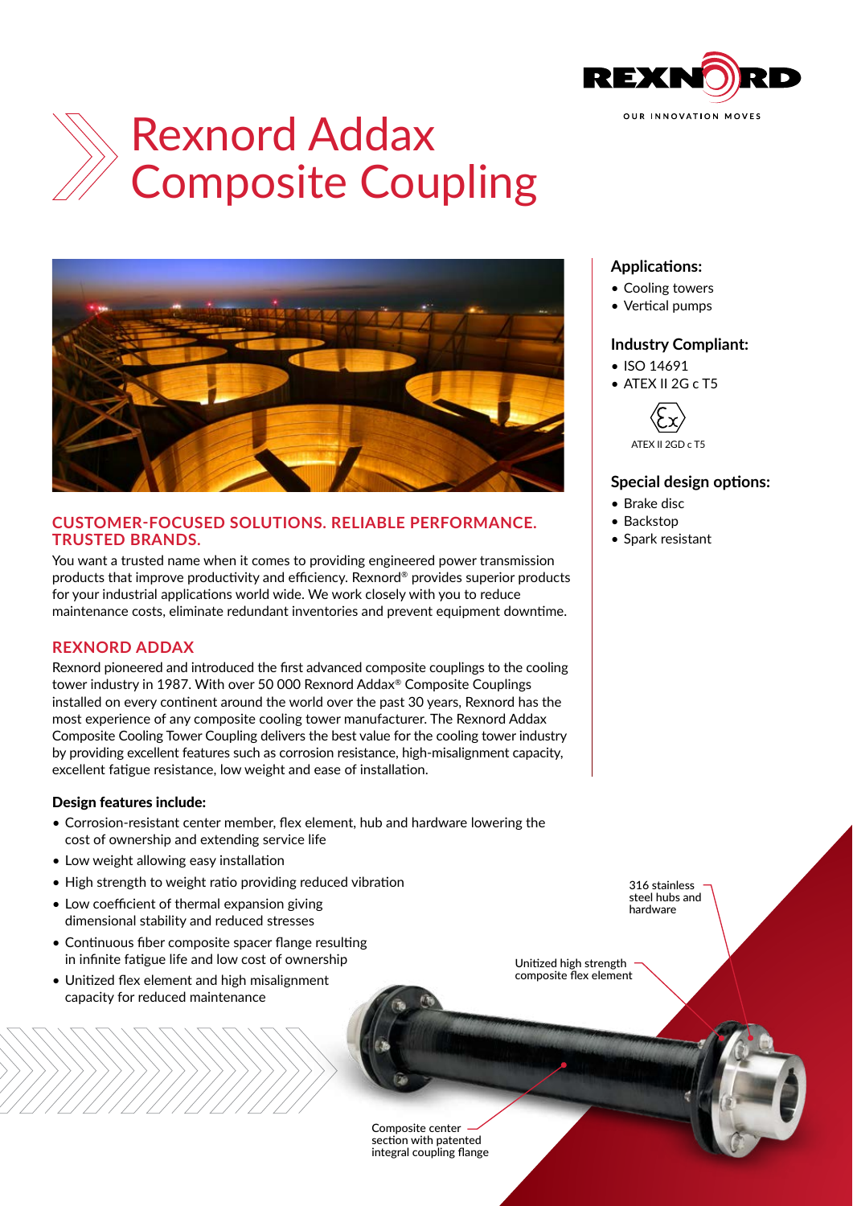# Rexnord Addax Composite Coupling

## CUSTOMER-FOCUSED SOLUTIONS. RELIABLE PERFORMANCE. TRUSTED BRANDS.

You want a trusted name when it comes to providing engineered power transmission products that improve productivity and efficiency. Rexnord® provides superior products for your industrial applications world wide. We work closely with you to reduce maintenance costs, eliminate redundant inventories and prevent equipment downtime.

## REXNORD ADDAX

Rexnord pioneered and introduced the first advanced composite couplings to the cooling tower industry in 1987. With over 50 000 Rexnord Addax® Composite Couplings installed on every continent around the world over the past 30 years, Rexnord has the most experience of any composite cooling tower manufacturer. The Rexnord Addax Composite Cooling Tower Coupling delivers the best value for the cooling tower industry by providing excellent features such as corrosion resistance, high-misalignment capacity, excellent fatigue resistance, low weight and ease of installation.

**Design features include:**

- Corrosion-resistant center member, flex element, hub and hardware lowering the cost of ownership and extending service life
- Low weight allowing easy installation
- High strength to weight ratio providing reduced vibration
- Low coefficient of thermal expansion giving dimensional stability and reduced stresses
- Continuous fiber composite spacer flange resulting in infinite fatigue life and low cost of ownership
- Unitized flex element and high misalignment capacity for reduced maintenance

### Applications:

- Cooling towers
- Vertical pumps

### Industry Compliant:

- ISO 14691
- ATEX II 2G c T5

ATEX II 2GD c T5

### Special design options:

- Brake disc
- Backstop
- Spark resistant

316 stainless steel hubs and hardware

Unitized high strength composite flex element

Composite center section with patented integral coupling flange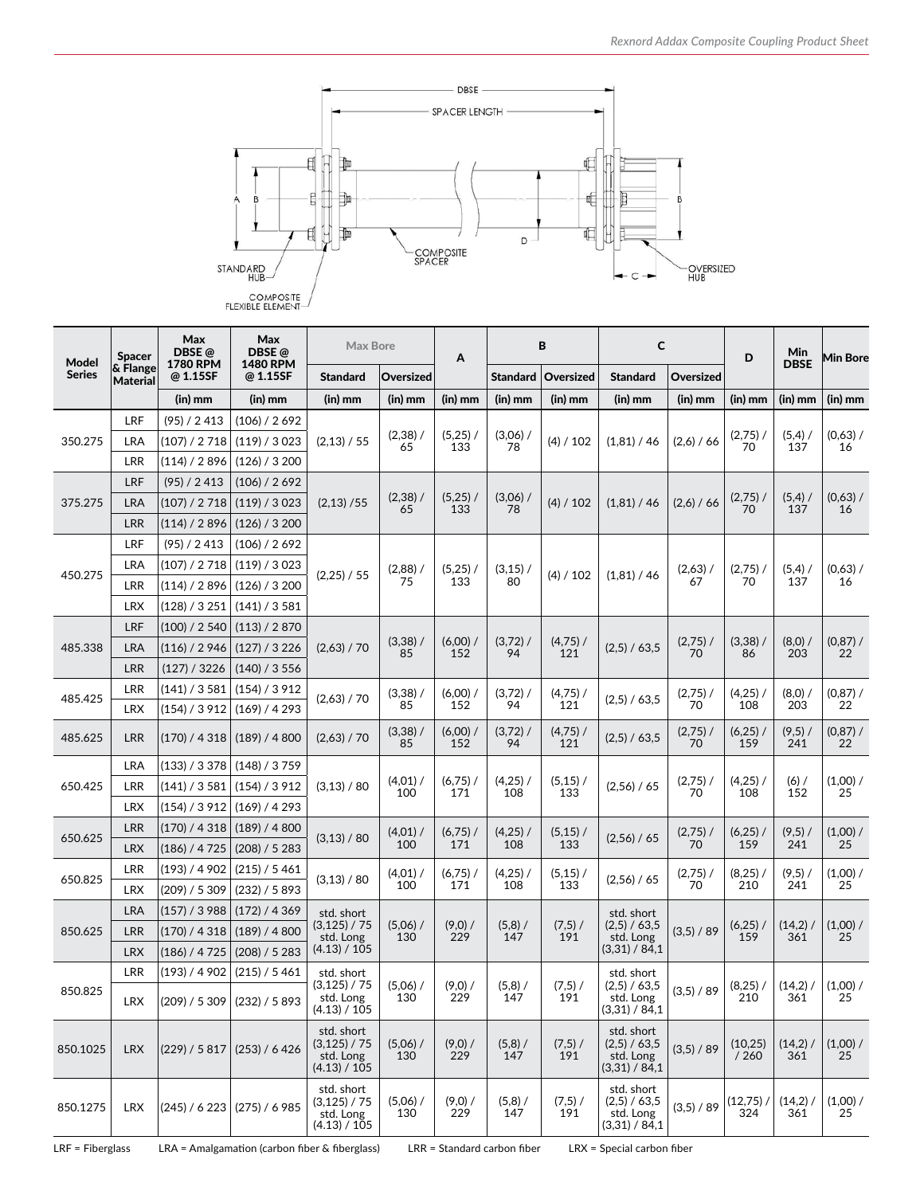| Model Series | Spacer & Flange Material | Max DBSE @ 1780 RPM @ 1.15SF | Max DBSE @ 1480 RPM @ 1.15SF | Max Bore | | A | B | | C | | D | Min DBSE | Min Bore |
|---|---|---|---|---|---|---|---|---|---|---|---|---|---|
| | | | | Standard | Oversized | | Standard | Oversized | Standard | Oversized | | | |
| | | (in) mm | (in) mm | (in) mm | (in) mm | (in) mm | (in) mm | (in) mm | (in) mm | (in) mm | (in) mm | (in) mm | (in) mm |
| 350.275 | LRF | (95) / 2 413 | (106) / 2 692 | (2,13) / 55 | (2,38) / 65 | (5,25) / 133 | (3,06) / 78 | (4) / 102 | (1,81) / 46 | (2,6) / 66 | (2,75) / 70 | (5,4) / 137 | (0,63) / 16 |
| | LRA | (107) / 2 718 | (119) / 3 023 | | | | | | | | | | |
| | LRR | (114) / 2 896 | (126) / 3 200 | | | | | | | | | | |
| 375.275 | LRF | (95) / 2 413 | (106) / 2 692 | (2,13) /55 | (2,38) / 65 | (5,25) / 133 | (3,06) / 78 | (4) / 102 | (1,81) / 46 | (2,6) / 66 | (2,75) / 70 | (5,4) / 137 | (0,63) / 16 |
| | LRA | (107) / 2 718 | (119) / 3 023 | | | | | | | | | | |
| | LRR | (114) / 2 896 | (126) / 3 200 | | | | | | | | | | |
| 450.275 | LRF | (95) / 2 413 | (106) / 2 692 | (2,25) / 55 | (2,88) / 75 | (5,25) / 133 | (3,15) / 80 | (4) / 102 | (1,81) / 46 | (2,63) / 67 | (2,75) / 70 | (5,4) / 137 | (0,63) / 16 |
| | LRA | (107) / 2 718 | (119) / 3 023 | | | | | | | | | | |
| | LRR | (114) / 2 896 | (126) / 3 200 | | | | | | | | | | |
| | LRX | (128) / 3 251 | (141) / 3 581 | | | | | | | | | | |
| 485.338 | LRF | (100) / 2 540 | (113) / 2 870 | (2,63) / 70 | (3,38) / 85 | (6,00) / 152 | (3,72) / 94 | (4,75) / 121 | (2,5) / 63,5 | (2,75) / 70 | (3,38) / 86 | (8,0) / 203 | (0,87) / 22 |
| | LRA | (116) / 2 946 | (127) / 3 226 | | | | | | | | | | |
| | LRR | (127) / 3226 | (140) / 3 556 | | | | | | | | | | |
| 485.425 | LRR | (141) / 3 581 | (154) / 3 912 | (2,63) / 70 | (3,38) / 85 | (6,00) / 152 | (3,72) / 94 | (4,75) / 121 | (2,5) / 63,5 | (2,75) / 70 | (4,25) / 108 | (8,0) / 203 | (0,87) / 22 |
| | LRX | (154) / 3 912 | (169) / 4 293 | | | | | | | | | | |
| 485.625 | LRR | (170) / 4 318 | (189) / 4 800 | (2,63) / 70 | (3,38) / 85 | (6,00) / 152 | (3,72) / 94 | (4,75) / 121 | (2,5) / 63,5 | (2,75) / 70 | (6,25) / 159 | (9,5) / 241 | (0,87) / 22 |
| 650.425 | LRA | (133) / 3 378 | (148) / 3 759 | (3,13) / 80 | (4,01) / 100 | (6,75) / 171 | (4,25) / 108 | (5,15) / 133 | (2,56) / 65 | (2,75) / 70 | (4,25) / 108 | (6) / 152 | (1,00) / 25 |
| | LRR | (141) / 3 581 | (154) / 3 912 | | | | | | | | | | |
| | LRX | (154) / 3 912 | (169) / 4 293 | | | | | | | | | | |
| 650.625 | LRR | (170) / 4 318 | (189) / 4 800 | (3,13) / 80 | (4,01) / 100 | (6,75) / 171 | (4,25) / 108 | (5,15) / 133 | (2,56) / 65 | (2,75) / 70 | (6,25) / 159 | (9,5) / 241 | (1,00) / 25 |
| | LRX | (186) / 4 725 | (208) / 5 283 | | | | | | | | | | |
| 650.825 | LRR | (193) / 4 902 | (215) / 5 461 | (3,13) / 80 | (4,01) / 100 | (6,75) / 171 | (4,25) / 108 | (5,15) / 133 | (2,56) / 65 | (2,75) / 70 | (8,25) / 210 | (9,5) / 241 | (1,00) / 25 |
| | LRX | (209) / 5 309 | (232) / 5 893 | | | | | | | | | | |
| 850.625 | LRA | (157) / 3 988 | (172) / 4 369 | std. short (3,125) / 75 std. Long (4.13) / 105 | (5,06) / 130 | (9,0) / 229 | (5,8) / 147 | (7,5) / 191 | std. short (2,5) / 63,5 std. Long (3,31) / 84,1 | (3,5) / 89 | (6,25) / 159 | (14,2) / 361 | (1,00) / 25 |
| | LRR | (170) / 4 318 | (189) / 4 800 | | | | | | | | | | |
| | LRX | (186) / 4 725 | (208) / 5 283 | | | | | | | | | | |
| 850.825 | LRR | (193) / 4 902 | (215) / 5 461 | std. short (3,125) / 75 std. Long (4.13) / 105 | (5,06) / 130 | (9,0) / 229 | (5,8) / 147 | (7,5) / 191 | std. short (2,5) / 63,5 std. Long (3,31) / 84,1 | (3,5) / 89 | (8,25) / 210 | (14,2) / 361 | (1,00) / 25 |
| | LRX | (209) / 5 309 | (232) / 5 893 | | | | | | | | | | |
| 850.1025 | LRX | (229) / 5 817 | (253) / 6 426 | std. short (3,125) / 75 std. Long (4.13) / 105 | (5,06) / 130 | (9,0) / 229 | (5,8) / 147 | (7,5) / 191 | std. short (2,5) / 63,5 std. Long (3,31) / 84,1 | (3,5) / 89 | (10,25) / 260 | (14,2) / 361 | (1,00) / 25 |
| 850.1275 | LRX | (245) / 6 223 | (275) / 6 985 | std. short (3,125) / 75 std. Long (4.13) / 105 | (5,06) / 130 | (9,0) / 229 | (5,8) / 147 | (7,5) / 191 | std. short (2,5) / 63,5 std. Long (3,31) / 84,1 | (3,5) / 89 | (12,75) / 324 | (14,2) / 361 | (1,00) / 25 |

LRF = Fiberglass  LRA = Amalgamation (carbon fiber & fiberglass)  LRR = Standard carbon fiber  LRX = Special carbon fiber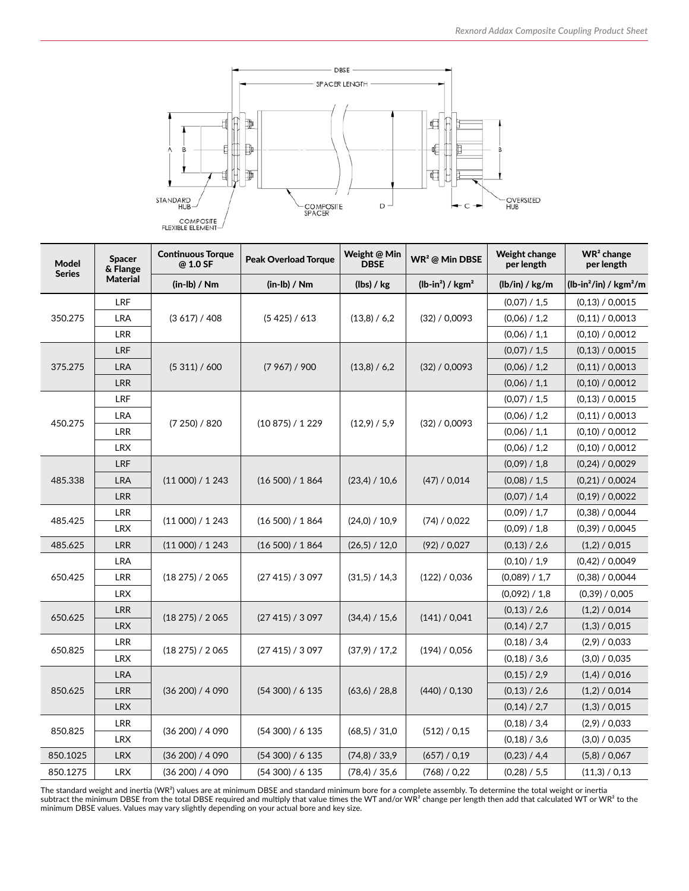| Model Series | Spacer & Flange Material | Continuous Torque @ 1.0 SF | Peak Overload Torque | Weight @ Min DBSE | WR² @ Min DBSE | Weight change per length | WR² change per length |
|---|---|---|---|---|---|---|---|
| | | (in-lb) / Nm | (in-lb) / Nm | (lbs) / kg | (lb-in²) / kgm² | (lb/in) / kg/m | (lb-in²/in) / kgm²/m |
| 350.275 | LRF | (3 617) / 408 | (5 425) / 613 | (13,8) / 6,2 | (32) / 0,0093 | (0,07) / 1,5 | (0,13) / 0,0015 |
| | LRA | | | | | (0,06) / 1,2 | (0,11) / 0,0013 |
| | LRR | | | | | (0,06) / 1,1 | (0,10) / 0,0012 |
| 375.275 | LRF | (5 311) / 600 | (7 967) / 900 | (13,8) / 6,2 | (32) / 0,0093 | (0,07) / 1,5 | (0,13) / 0,0015 |
| | LRA | | | | | (0,06) / 1,2 | (0,11) / 0,0013 |
| | LRR | | | | | (0,06) / 1,1 | (0,10) / 0,0012 |
| 450.275 | LRF | (7 250) / 820 | (10 875) / 1 229 | (12,9) / 5,9 | (32) / 0,0093 | (0,07) / 1,5 | (0,13) / 0,0015 |
| | LRA | | | | | (0,06) / 1,2 | (0,11) / 0,0013 |
| | LRR | | | | | (0,06) / 1,1 | (0,10) / 0,0012 |
| | LRX | | | | | (0,06) / 1,2 | (0,10) / 0,0012 |
| 485.338 | LRF | (11 000) / 1 243 | (16 500) / 1 864 | (23,4) / 10,6 | (47) / 0,014 | (0,09) / 1,8 | (0,24) / 0,0029 |
| | LRA | | | | | (0,08) / 1,5 | (0,21) / 0,0024 |
| | LRR | | | | | (0,07) / 1,4 | (0,19) / 0,0022 |
| 485.425 | LRR | (11 000) / 1 243 | (16 500) / 1 864 | (24,0) / 10,9 | (74) / 0,022 | (0,09) / 1,7 | (0,38) / 0,0044 |
| | LRX | | | | | (0,09) / 1,8 | (0,39) / 0,0045 |
| 485.625 | LRR | (11 000) / 1 243 | (16 500) / 1 864 | (26,5) / 12,0 | (92) / 0,027 | (0,13) / 2,6 | (1,2) / 0,015 |
| 650.425 | LRA | (18 275) / 2 065 | (27 415) / 3 097 | (31,5) / 14,3 | (122) / 0,036 | (0,10) / 1,9 | (0,42) / 0,0049 |
| | LRR | | | | | (0,089) / 1,7 | (0,38) / 0,0044 |
| | LRX | | | | | (0,092) / 1,8 | (0,39) / 0,005 |
| 650.625 | LRR | (18 275) / 2 065 | (27 415) / 3 097 | (34,4) / 15,6 | (141) / 0,041 | (0,13) / 2,6 | (1,2) / 0,014 |
| | LRX | | | | | (0,14) / 2,7 | (1,3) / 0,015 |
| 650.825 | LRR | (18 275) / 2 065 | (27 415) / 3 097 | (37,9) / 17,2 | (194) / 0,056 | (0,18) / 3,4 | (2,9) / 0,033 |
| | LRX | | | | | (0,18) / 3,6 | (3,0) / 0,035 |
| 850.625 | LRA | (36 200) / 4 090 | (54 300) / 6 135 | (63,6) / 28,8 | (440) / 0,130 | (0,15) / 2,9 | (1,4) / 0,016 |
| | LRR | | | | | (0,13) / 2,6 | (1,2) / 0,014 |
| | LRX | | | | | (0,14) / 2,7 | (1,3) / 0,015 |
| 850.825 | LRR | (36 200) / 4 090 | (54 300) / 6 135 | (68,5) / 31,0 | (512) / 0,15 | (0,18) / 3,4 | (2,9) / 0,033 |
| | LRX | | | | | (0,18) / 3,6 | (3,0) / 0,035 |
| 850.1025 | LRX | (36 200) / 4 090 | (54 300) / 6 135 | (74,8) / 33,9 | (657) / 0,19 | (0,23) / 4,4 | (5,8) / 0,067 |
| 850.1275 | LRX | (36 200) / 4 090 | (54 300) / 6 135 | (78,4) / 35,6 | (768) / 0,22 | (0,28) / 5,5 | (11,3) / 0,13 |

The standard weight and inertia (WR²) values are at minimum DBSE and standard minimum bore for a complete assembly. To determine the total weight or inertia subtract the minimum DBSE from the total DBSE required and multiply that value times the WT and/or WR² change per length then add that calculated WT or WR² to the minimum DBSE values. Values may vary slightly depending on your actual bore and key size.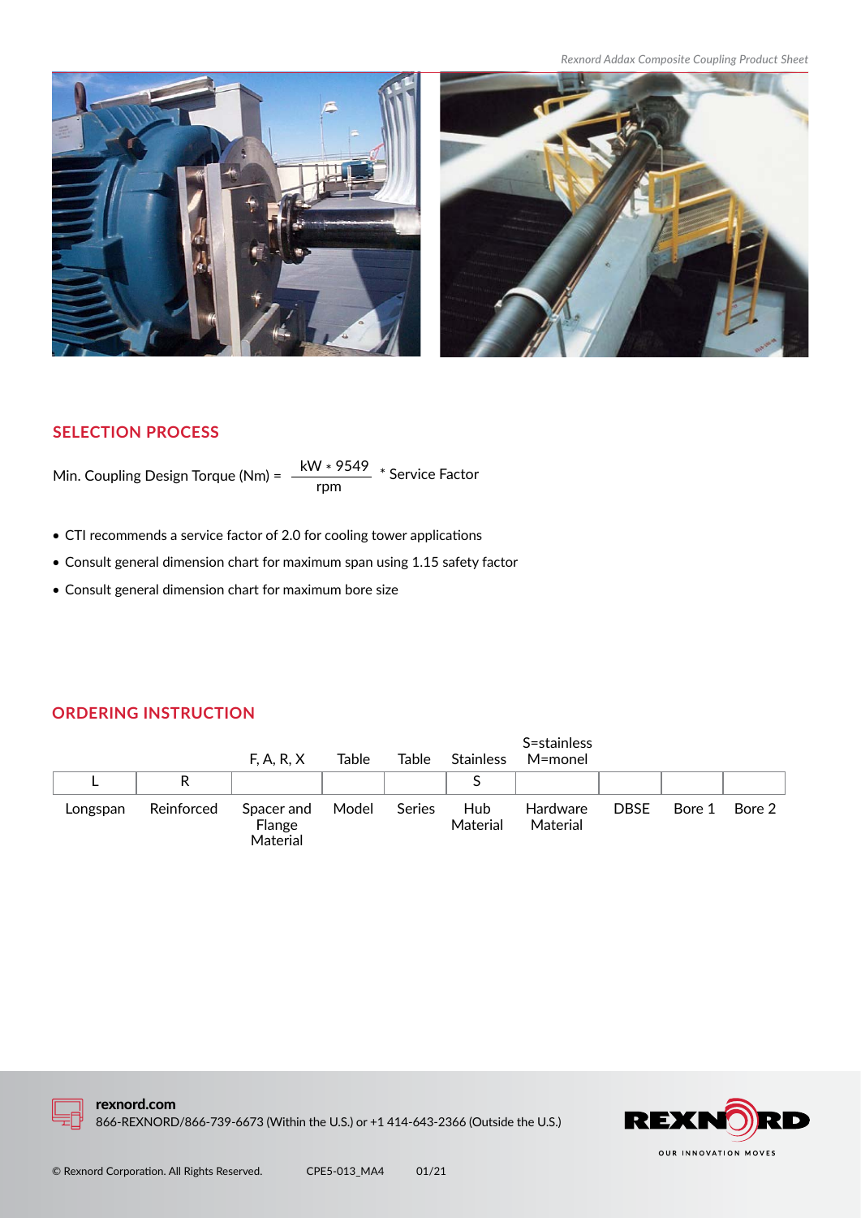## SELECTION PROCESS

$$\text{Min. Coupling Design Torque (Nm)} = \frac{\text{kW} * 9549}{\text{rpm}} * \text{Service Factor}$$

- CTI recommends a service factor of 2.0 for cooling tower applications
- Consult general dimension chart for maximum span using 1.15 safety factor
- Consult general dimension chart for maximum bore size

## ORDERING INSTRUCTION

| | | F, A, R, X | Table | Table | Stainless | S=stainless M=monel | | | |
|---|---|---|---|---|---|---|---|---|---|
| L | R | | | | S | | | | |
| Longspan | Reinforced | Spacer and Flange Material | Model | Series | Hub Material | Hardware Material | DBSE | Bore 1 | Bore 2 |

**rexnord.com**
866-REXNORD/866-739-6673 (Within the U.S.) or +1 414-643-2366 (Outside the U.S.)

REXNORD
OUR INNOVATION MOVES

© Rexnord Corporation. All Rights Reserved. CPE5-013_MA4 01/21